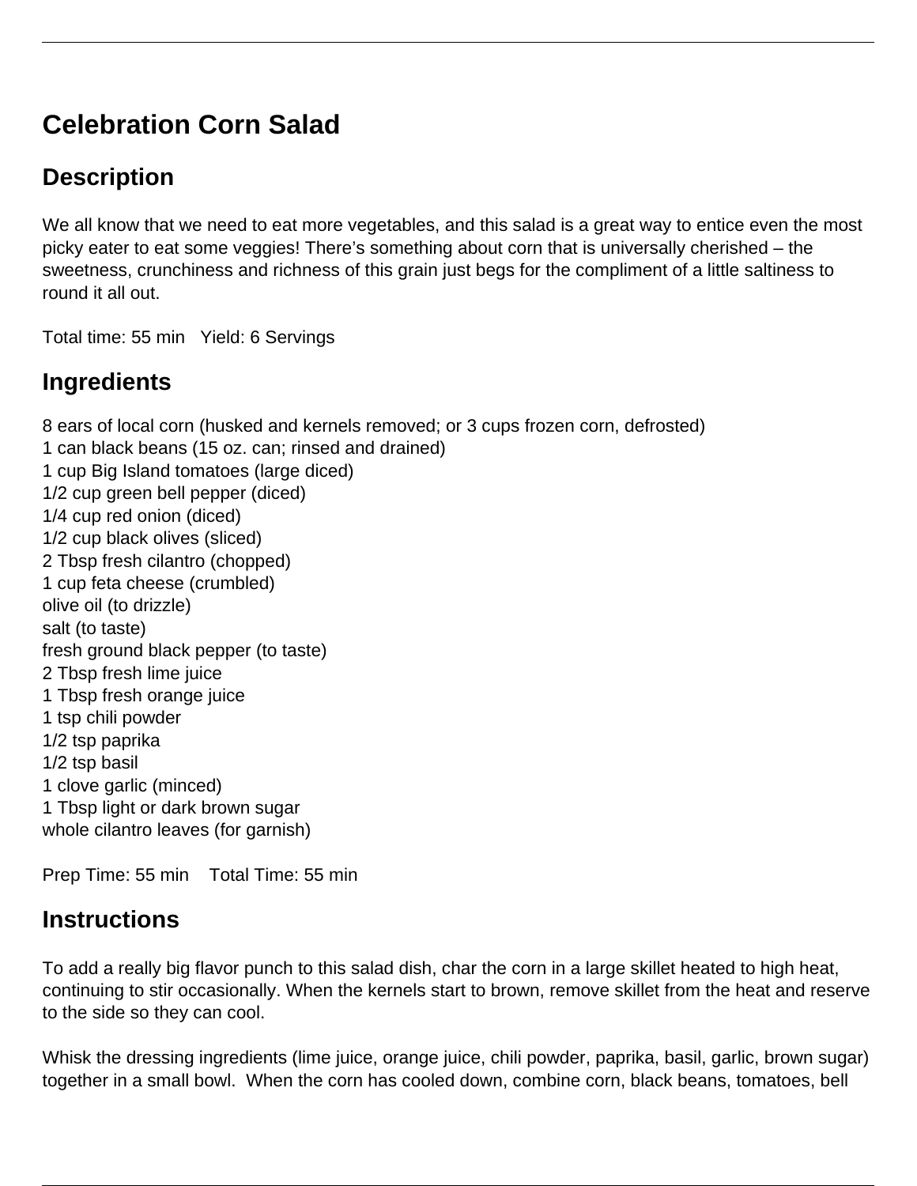# Celebration Corn Salad

## Description

We all know that we need to eat more vegetables, and this salad is a great way to entice even the most picky eater to eat some veggies! There's something about corn that is universally cherished – the sweetness, crunchiness and richness of this grain just begs for the compliment of a little saltiness to round it all out.

Total time: 55 min   Yield: 6 Servings

## Ingredients

8 ears of local corn (husked and kernels removed; or 3 cups frozen corn, defrosted)
1 can black beans (15 oz. can; rinsed and drained)
1 cup Big Island tomatoes (large diced)
1/2 cup green bell pepper (diced)
1/4 cup red onion (diced)
1/2 cup black olives (sliced)
2 Tbsp fresh cilantro (chopped)
1 cup feta cheese (crumbled)
olive oil (to drizzle)
salt (to taste)
fresh ground black pepper (to taste)
2 Tbsp fresh lime juice
1 Tbsp fresh orange juice
1 tsp chili powder
1/2 tsp paprika
1/2 tsp basil
1 clove garlic (minced)
1 Tbsp light or dark brown sugar
whole cilantro leaves (for garnish)

Prep Time: 55 min   Total Time: 55 min

## Instructions

To add a really big flavor punch to this salad dish, char the corn in a large skillet heated to high heat, continuing to stir occasionally. When the kernels start to brown, remove skillet from the heat and reserve to the side so they can cool.

Whisk the dressing ingredients (lime juice, orange juice, chili powder, paprika, basil, garlic, brown sugar) together in a small bowl. When the corn has cooled down, combine corn, black beans, tomatoes, bell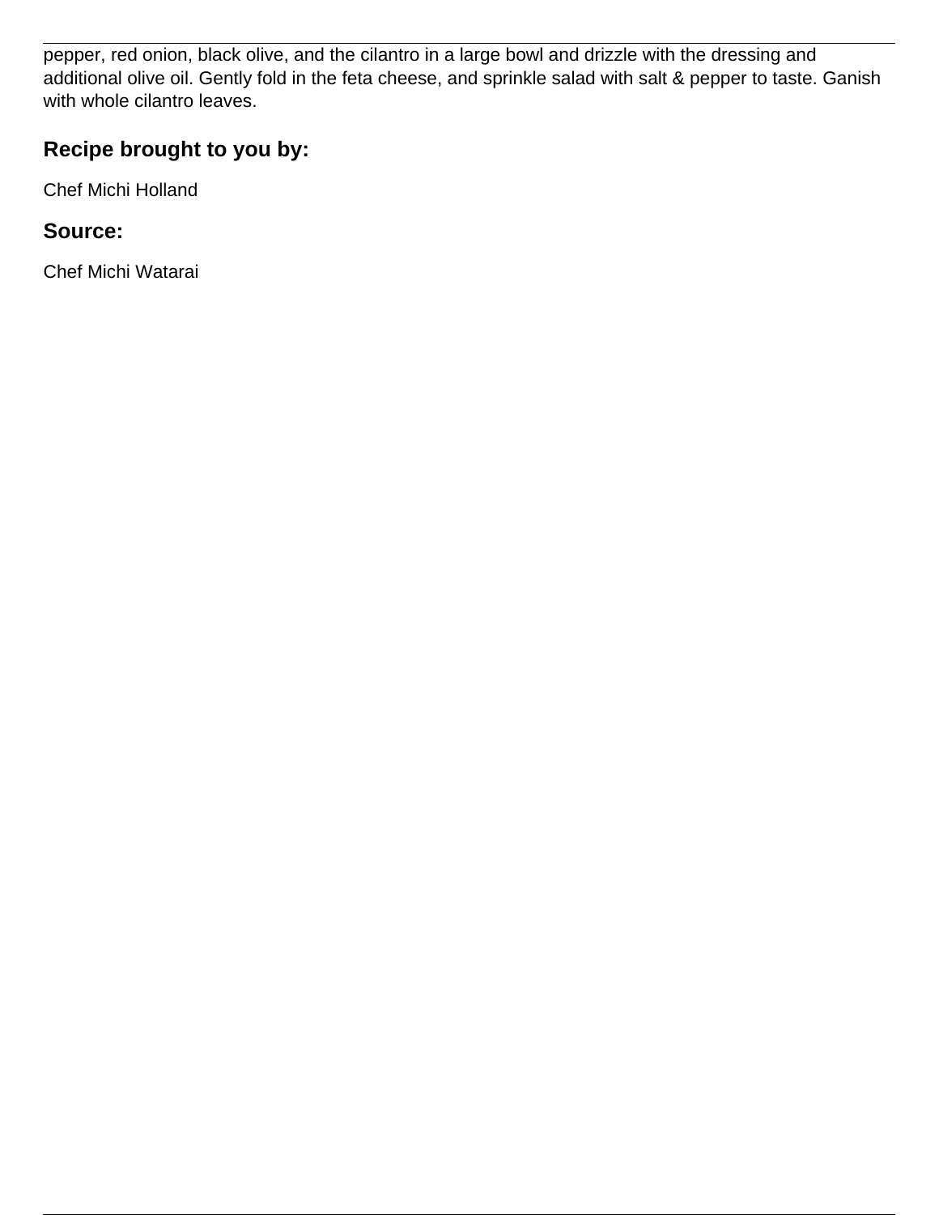pepper, red onion, black olive, and the cilantro in a large bowl and drizzle with the dressing and additional olive oil. Gently fold in the feta cheese, and sprinkle salad with salt & pepper to taste. Ganish with whole cilantro leaves.

### Recipe brought to you by:

Chef Michi Holland

### Source:

Chef Michi Watarai